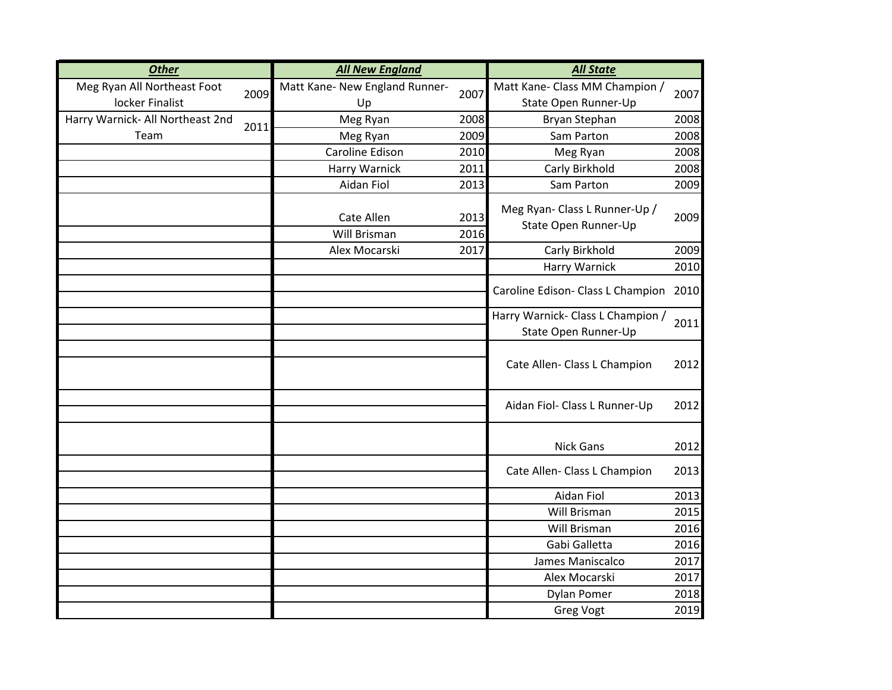| Other | | All New England | | All State | |
|---|---|---|---|---|---|
| Meg Ryan All Northeast Foot locker Finalist | 2009 | Matt Kane- New England Runner-Up | 2007 | Matt Kane- Class MM Champion / State Open Runner-Up | 2007 |
| Harry Warnick- All Northeast 2nd Team | 2011 | Meg Ryan | 2008 | Bryan Stephan | 2008 |
| | | Meg Ryan | 2009 | Sam Parton | 2008 |
| | | Caroline Edison | 2010 | Meg Ryan | 2008 |
| | | Harry Warnick | 2011 | Carly Birkhold | 2008 |
| | | Aidan Fiol | 2013 | Sam Parton | 2009 |
| | | Cate Allen | 2013 | Meg Ryan- Class L Runner-Up / State Open Runner-Up | 2009 |
| | | Will Brisman | 2016 | | |
| | | Alex Mocarski | 2017 | Carly Birkhold | 2009 |
| | | | | Harry Warnick | 2010 |
| | | | | Caroline Edison- Class L Champion | 2010 |
| | | | | Harry Warnick- Class L Champion / State Open Runner-Up | 2011 |
| | | | | Cate Allen- Class L Champion | 2012 |
| | | | | Aidan Fiol- Class L Runner-Up | 2012 |
| | | | | Nick Gans | 2012 |
| | | | | Cate Allen- Class L Champion | 2013 |
| | | | | Aidan Fiol | 2013 |
| | | | | Will Brisman | 2015 |
| | | | | Will Brisman | 2016 |
| | | | | Gabi Galletta | 2016 |
| | | | | James Maniscalco | 2017 |
| | | | | Alex Mocarski | 2017 |
| | | | | Dylan Pomer | 2018 |
| | | | | Greg Vogt | 2019 |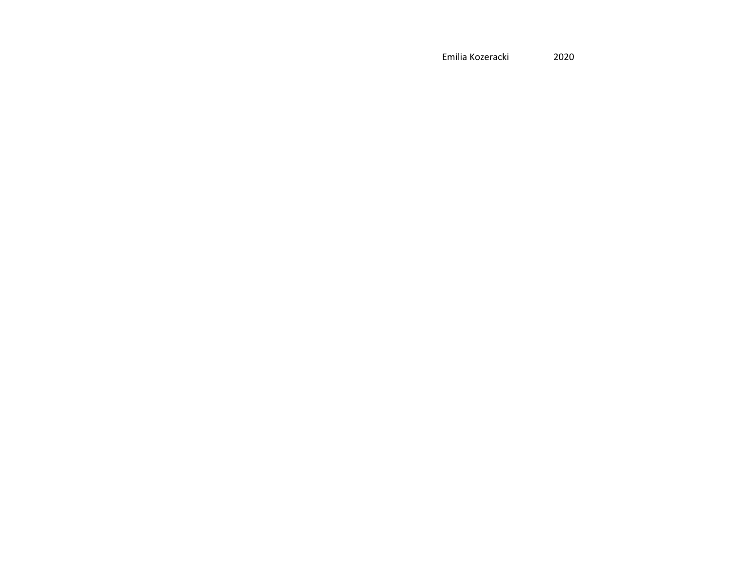Emilia Kozeracki 2020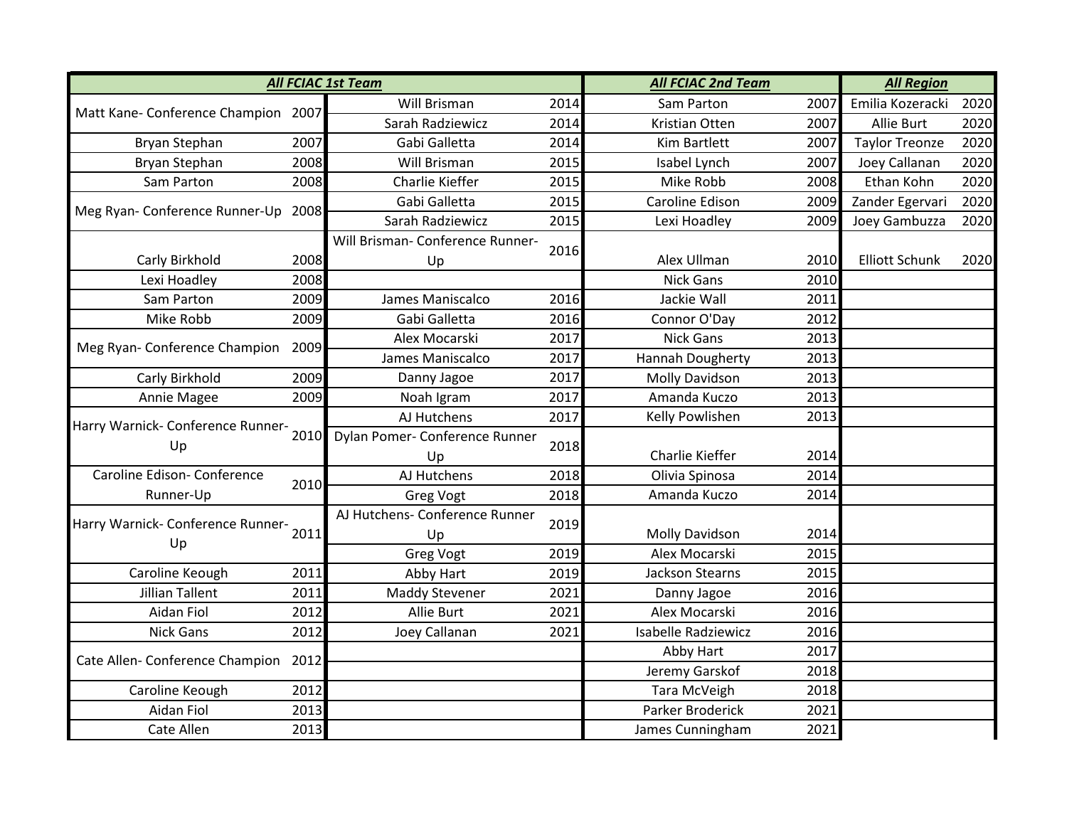| All FCIAC 1st Team | | | | All FCIAC 2nd Team | | All Region | |
|---|---|---|---|---|---|---|---|
| Matt Kane- Conference Champion | 2007 | Will Brisman | 2014 | Sam Parton | 2007 | Emilia Kozeracki | 2020 |
| | | Sarah Radziewicz | 2014 | Kristian Otten | 2007 | Allie Burt | 2020 |
| Bryan Stephan | 2007 | Gabi Galletta | 2014 | Kim Bartlett | 2007 | Taylor Treonze | 2020 |
| Bryan Stephan | 2008 | Will Brisman | 2015 | Isabel Lynch | 2007 | Joey Callanan | 2020 |
| Sam Parton | 2008 | Charlie Kieffer | 2015 | Mike Robb | 2008 | Ethan Kohn | 2020 |
| Meg Ryan- Conference Runner-Up | 2008 | Gabi Galletta | 2015 | Caroline Edison | 2009 | Zander Egervari | 2020 |
| | | Sarah Radziewicz | 2015 | Lexi Hoadley | 2009 | Joey Gambuzza | 2020 |
| Carly Birkhold | 2008 | Will Brisman- Conference Runner-Up | 2016 | Alex Ullman | 2010 | Elliott Schunk | 2020 |
| Lexi Hoadley | 2008 | | | Nick Gans | 2010 | | |
| Sam Parton | 2009 | James Maniscalco | 2016 | Jackie Wall | 2011 | | |
| Mike Robb | 2009 | Gabi Galletta | 2016 | Connor O'Day | 2012 | | |
| Meg Ryan- Conference Champion | 2009 | Alex Mocarski | 2017 | Nick Gans | 2013 | | |
| | | James Maniscalco | 2017 | Hannah Dougherty | 2013 | | |
| Carly Birkhold | 2009 | Danny Jagoe | 2017 | Molly Davidson | 2013 | | |
| Annie Magee | 2009 | Noah Igram | 2017 | Amanda Kuczo | 2013 | | |
| Harry Warnick- Conference Runner-Up | 2010 | AJ Hutchens | 2017 | Kelly Powlishen | 2013 | | |
| | | Dylan Pomer- Conference Runner Up | 2018 | Charlie Kieffer | 2014 | | |
| Caroline Edison- Conference Runner-Up | 2010 | AJ Hutchens | 2018 | Olivia Spinosa | 2014 | | |
| | | Greg Vogt | 2018 | Amanda Kuczo | 2014 | | |
| Harry Warnick- Conference Runner-Up | 2011 | AJ Hutchens- Conference Runner Up | 2019 | Molly Davidson | 2014 | | |
| | | Greg Vogt | 2019 | Alex Mocarski | 2015 | | |
| Caroline Keough | 2011 | Abby Hart | 2019 | Jackson Stearns | 2015 | | |
| Jillian Tallent | 2011 | Maddy Stevener | 2021 | Danny Jagoe | 2016 | | |
| Aidan Fiol | 2012 | Allie Burt | 2021 | Alex Mocarski | 2016 | | |
| Nick Gans | 2012 | Joey Callanan | 2021 | Isabelle Radziewicz | 2016 | | |
| Cate Allen- Conference Champion | 2012 | | | Abby Hart | 2017 | | |
| | | | | Jeremy Garskof | 2018 | | |
| Caroline Keough | 2012 | | | Tara McVeigh | 2018 | | |
| Aidan Fiol | 2013 | | | Parker Broderick | 2021 | | |
| Cate Allen | 2013 | | | James Cunningham | 2021 | | |